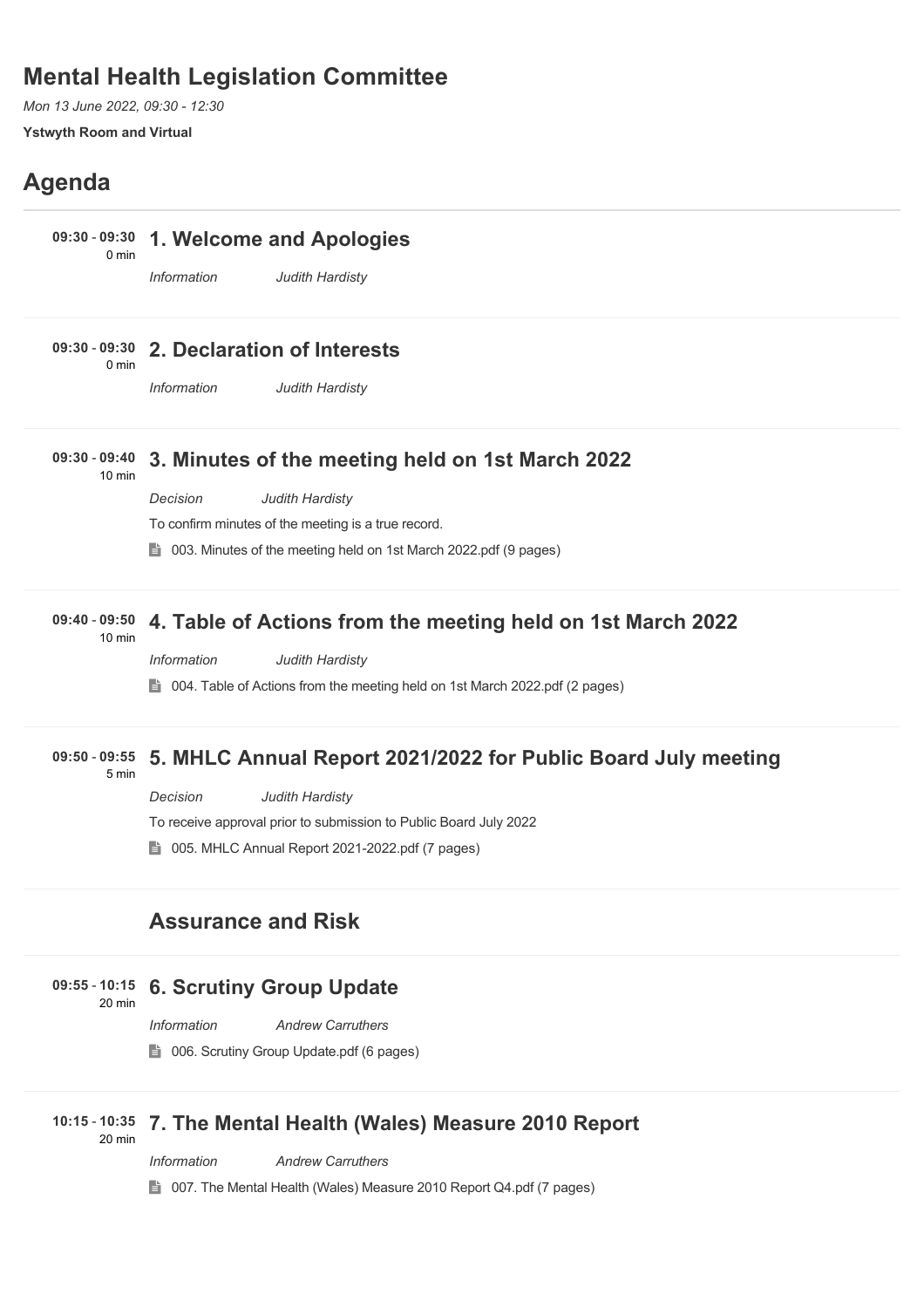# Mental Health Legislation Committee

*Mon 13 June 2022, 09:30 - 12:30*

**Ystwyth Room and Virtual**

## Agenda

**09:30 - 09:30** 0 min

### 1. Welcome and Apologies

*Information* *Judith Hardisty*

**09:30 - 09:30** 0 min

### 2. Declaration of Interests

*Information* *Judith Hardisty*

**09:30 - 09:40** 10 min

### 3. Minutes of the meeting held on 1st March 2022

*Decision* *Judith Hardisty*

To confirm minutes of the meeting is a true record.

003. Minutes of the meeting held on 1st March 2022.pdf (9 pages)

**09:40 - 09:50** 10 min

### 4. Table of Actions from the meeting held on 1st March 2022

*Information* *Judith Hardisty*

004. Table of Actions from the meeting held on 1st March 2022.pdf (2 pages)

**09:50 - 09:55** 5 min

### 5. MHLC Annual Report 2021/2022 for Public Board July meeting

*Decision* *Judith Hardisty*

To receive approval prior to submission to Public Board July 2022

005. MHLC Annual Report 2021-2022.pdf (7 pages)

## Assurance and Risk

**09:55 - 10:15** 20 min

### 6. Scrutiny Group Update

*Information* *Andrew Carruthers*

006. Scrutiny Group Update.pdf (6 pages)

**10:15 - 10:35** 20 min

### 7. The Mental Health (Wales) Measure 2010 Report

*Information* *Andrew Carruthers*

007. The Mental Health (Wales) Measure 2010 Report Q4.pdf (7 pages)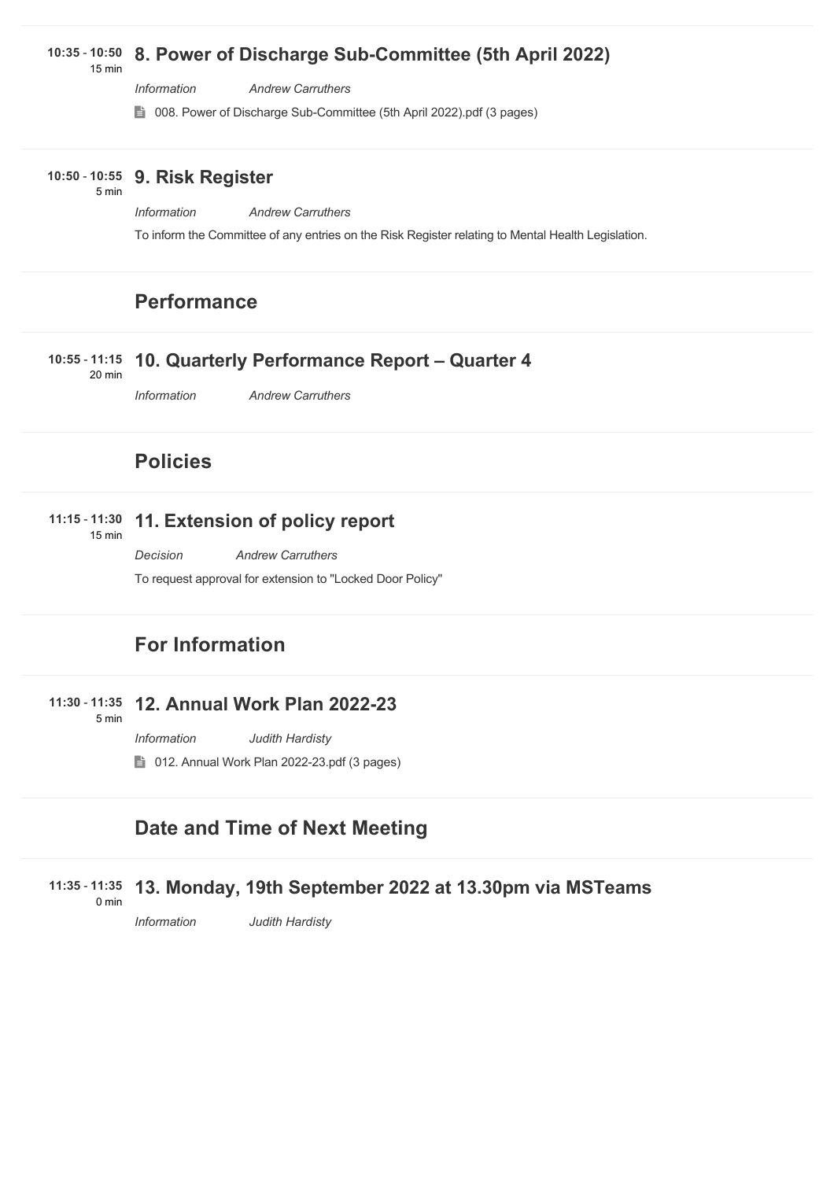**10:35 - 10:50** 15 min

## 8. Power of Discharge Sub-Committee (5th April 2022)

*Information* *Andrew Carruthers*

008. Power of Discharge Sub-Committee (5th April 2022).pdf (3 pages)

**10:50 - 10:55** 5 min

## 9. Risk Register

*Information* *Andrew Carruthers*

To inform the Committee of any entries on the Risk Register relating to Mental Health Legislation.

# Performance

**10:55 - 11:15** 20 min

## 10. Quarterly Performance Report – Quarter 4

*Information* *Andrew Carruthers*

# Policies

**11:15 - 11:30** 15 min

## 11. Extension of policy report

*Decision* *Andrew Carruthers*

To request approval for extension to "Locked Door Policy"

# For Information

**11:30 - 11:35** 5 min

## 12. Annual Work Plan 2022-23

*Information* *Judith Hardisty*

012. Annual Work Plan 2022-23.pdf (3 pages)

# Date and Time of Next Meeting

**11:35 - 11:35** 0 min

## 13. Monday, 19th September 2022 at 13.30pm via MSTeams

*Information* *Judith Hardisty*